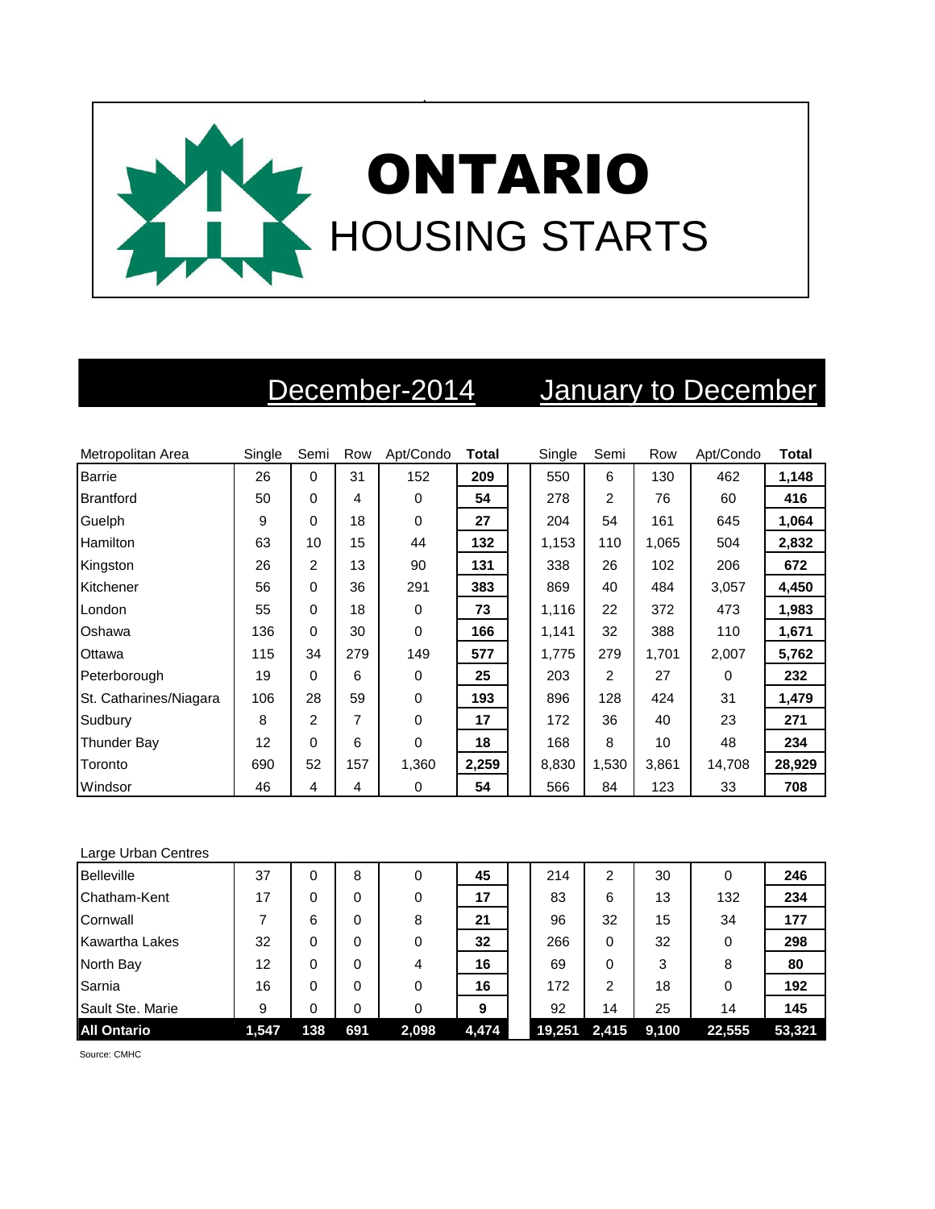# ONTARIO

## HOUSING STARTS

| Metropolitan Area | December-2014 | | | | | January to December | | | | |
|---|---|---|---|---|---|---|---|---|---|---|
| | Single | Semi | Row | Apt/Condo | **Total** | Single | Semi | Row | Apt/Condo | **Total** |
| Barrie | 26 | 0 | 31 | 152 | **209** | 550 | 6 | 130 | 462 | **1,148** |
| Brantford | 50 | 0 | 4 | 0 | **54** | 278 | 2 | 76 | 60 | **416** |
| Guelph | 9 | 0 | 18 | 0 | **27** | 204 | 54 | 161 | 645 | **1,064** |
| Hamilton | 63 | 10 | 15 | 44 | **132** | 1,153 | 110 | 1,065 | 504 | **2,832** |
| Kingston | 26 | 2 | 13 | 90 | **131** | 338 | 26 | 102 | 206 | **672** |
| Kitchener | 56 | 0 | 36 | 291 | **383** | 869 | 40 | 484 | 3,057 | **4,450** |
| London | 55 | 0 | 18 | 0 | **73** | 1,116 | 22 | 372 | 473 | **1,983** |
| Oshawa | 136 | 0 | 30 | 0 | **166** | 1,141 | 32 | 388 | 110 | **1,671** |
| Ottawa | 115 | 34 | 279 | 149 | **577** | 1,775 | 279 | 1,701 | 2,007 | **5,762** |
| Peterborough | 19 | 0 | 6 | 0 | **25** | 203 | 2 | 27 | 0 | **232** |
| St. Catharines/Niagara | 106 | 28 | 59 | 0 | **193** | 896 | 128 | 424 | 31 | **1,479** |
| Sudbury | 8 | 2 | 7 | 0 | **17** | 172 | 36 | 40 | 23 | **271** |
| Thunder Bay | 12 | 0 | 6 | 0 | **18** | 168 | 8 | 10 | 48 | **234** |
| Toronto | 690 | 52 | 157 | 1,360 | **2,259** | 8,830 | 1,530 | 3,861 | 14,708 | **28,929** |
| Windsor | 46 | 4 | 4 | 0 | **54** | 566 | 84 | 123 | 33 | **708** |
| Large Urban Centres | | | | | | | | | | |
| Belleville | 37 | 0 | 8 | 0 | **45** | 214 | 2 | 30 | 0 | **246** |
| Chatham-Kent | 17 | 0 | 0 | 0 | **17** | 83 | 6 | 13 | 132 | **234** |
| Cornwall | 7 | 6 | 0 | 8 | **21** | 96 | 32 | 15 | 34 | **177** |
| Kawartha Lakes | 32 | 0 | 0 | 0 | **32** | 266 | 0 | 32 | 0 | **298** |
| North Bay | 12 | 0 | 0 | 4 | **16** | 69 | 0 | 3 | 8 | **80** |
| Sarnia | 16 | 0 | 0 | 0 | **16** | 172 | 2 | 18 | 0 | **192** |
| Sault Ste. Marie | 9 | 0 | 0 | 0 | **9** | 92 | 14 | 25 | 14 | **145** |
| **All Ontario** | **1,547** | **138** | **691** | **2,098** | **4,474** | **19,251** | **2,415** | **9,100** | **22,555** | **53,321** |

Source: CMHC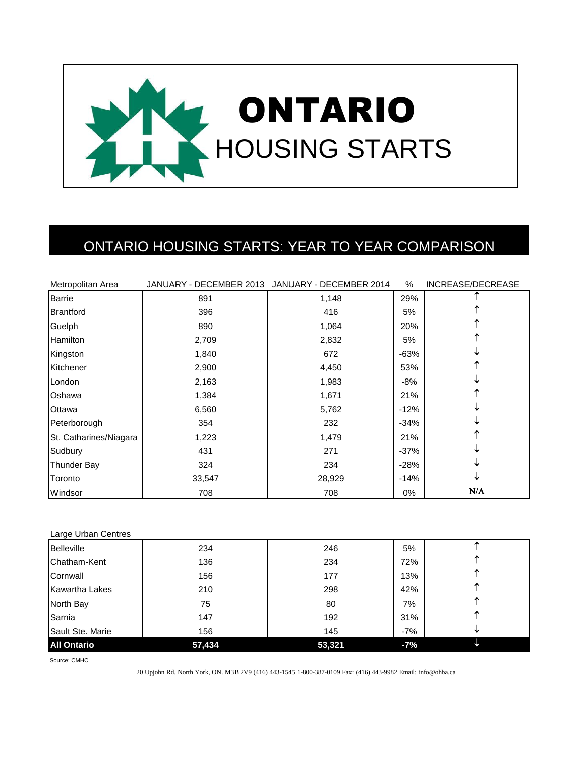# ONTARIO
## HOUSING STARTS

## ONTARIO HOUSING STARTS: YEAR TO YEAR COMPARISON

| Metropolitan Area | JANUARY - DECEMBER 2013 | JANUARY - DECEMBER 2014 | % | INCREASE/DECREASE |
|---|---|---|---|---|
| Barrie | 891 | 1,148 | 29% | ↑ |
| Brantford | 396 | 416 | 5% | ↑ |
| Guelph | 890 | 1,064 | 20% | ↑ |
| Hamilton | 2,709 | 2,832 | 5% | ↑ |
| Kingston | 1,840 | 672 | -63% | ↓ |
| Kitchener | 2,900 | 4,450 | 53% | ↑ |
| London | 2,163 | 1,983 | -8% | ↓ |
| Oshawa | 1,384 | 1,671 | 21% | ↑ |
| Ottawa | 6,560 | 5,762 | -12% | ↓ |
| Peterborough | 354 | 232 | -34% | ↓ |
| St. Catharines/Niagara | 1,223 | 1,479 | 21% | ↑ |
| Sudbury | 431 | 271 | -37% | ↓ |
| Thunder Bay | 324 | 234 | -28% | ↓ |
| Toronto | 33,547 | 28,929 | -14% | ↓ |
| Windsor | 708 | 708 | 0% | N/A |
| **Large Urban Centres** | | | | |
| Belleville | 234 | 246 | 5% | ↑ |
| Chatham-Kent | 136 | 234 | 72% | ↑ |
| Cornwall | 156 | 177 | 13% | ↑ |
| Kawartha Lakes | 210 | 298 | 42% | ↑ |
| North Bay | 75 | 80 | 7% | ↑ |
| Sarnia | 147 | 192 | 31% | ↑ |
| Sault Ste. Marie | 156 | 145 | -7% | ↓ |
| **All Ontario** | **57,434** | **53,321** | **-7%** | ↓ |

Source: CMHC

20 Upjohn Rd. North York, ON. M3B 2V9 (416) 443-1545 1-800-387-0109 Fax: (416) 443-9982 Email: info@ohba.ca